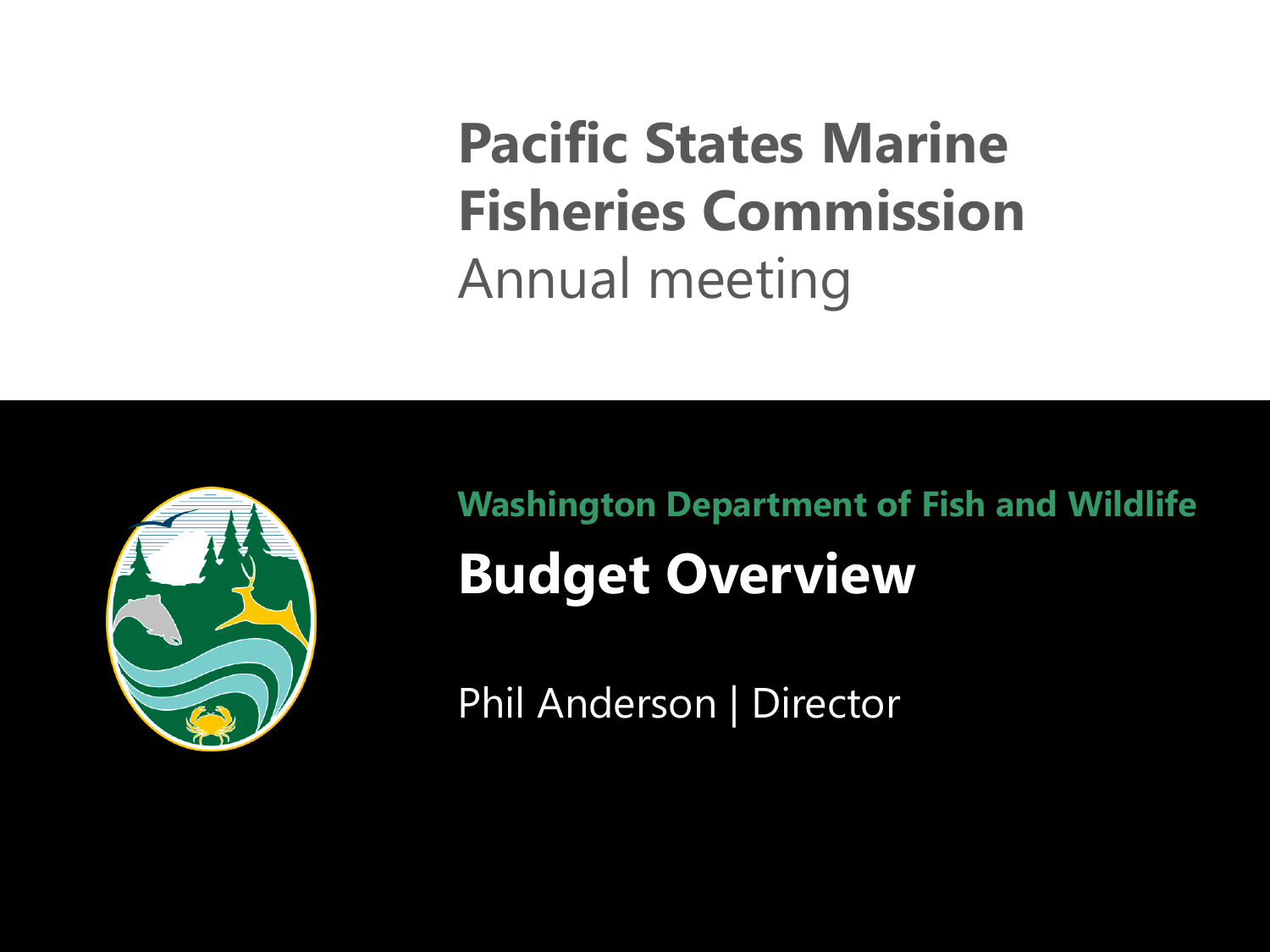# Pacific States Marine Fisheries Commission

Annual meeting

Washington Department of Fish and Wildlife

## Budget Overview

Phil Anderson | Director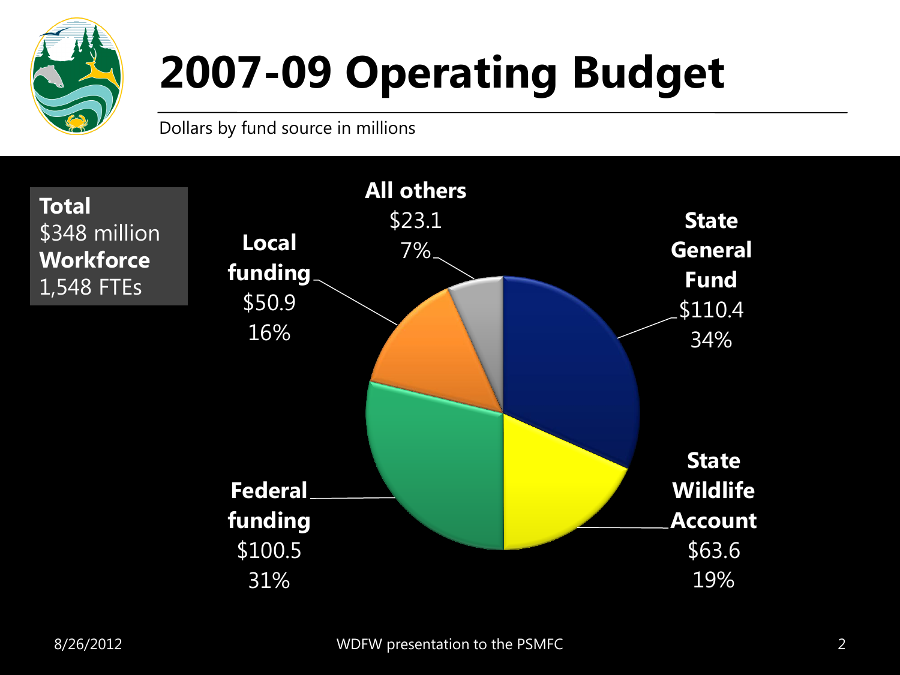# 2007-09 Operating Budget

Dollars by fund source in millions

**Total**
$348 million
**Workforce**
1,548 FTEs

| Fund source | Dollars (millions) | Percent |
| --- | --- | --- |
| State General Fund | $110.4 | 34% |
| State Wildlife Account | $63.6 | 19% |
| Federal funding | $100.5 | 31% |
| Local funding | $50.9 | 16% |
| All others | $23.1 | 7% |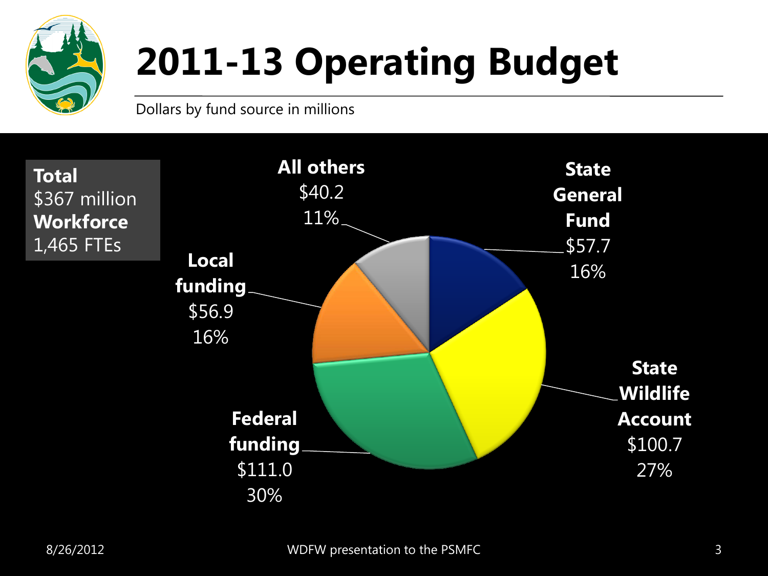# 2011-13 Operating Budget

Dollars by fund source in millions

**Total**
$367 million
**Workforce**
1,465 FTEs

| Fund source | Dollars (millions) | Percent |
|---|---|---|
| State General Fund | $57.7 | 16% |
| State Wildlife Account | $100.7 | 27% |
| Federal funding | $111.0 | 30% |
| Local funding | $56.9 | 16% |
| All others | $40.2 | 11% |

8/26/2012

WDFW presentation to the PSMFC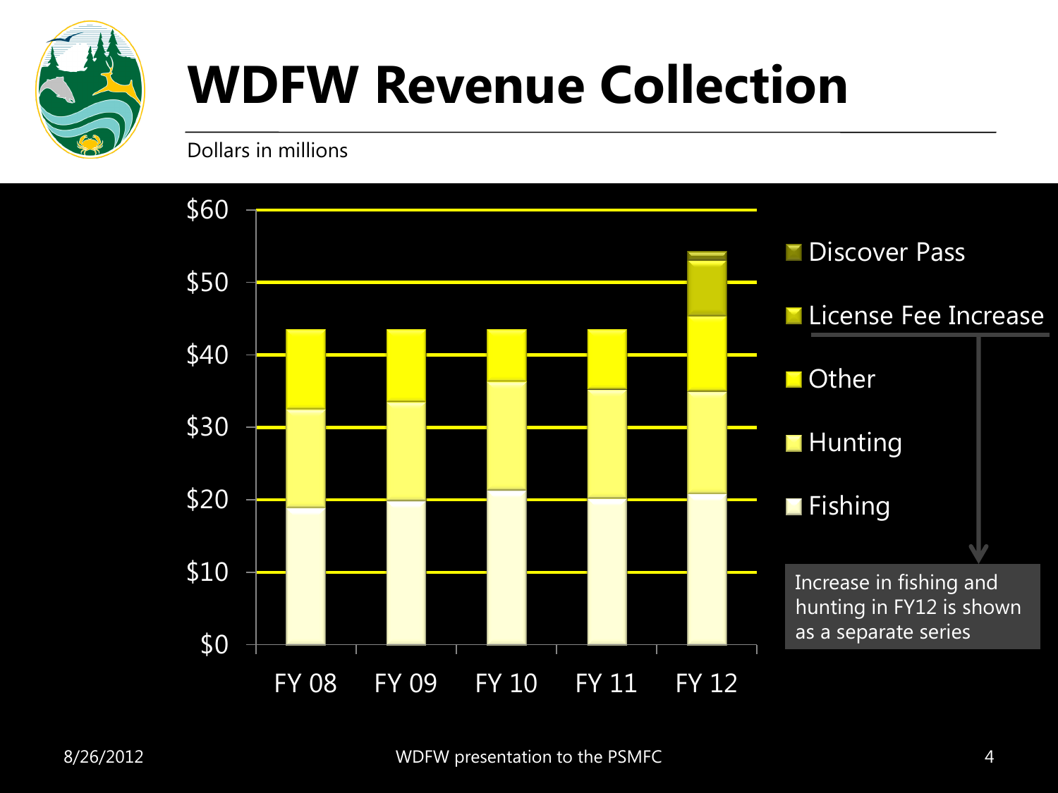# WDFW Revenue Collection

Dollars in millions

$60

$50

$40

$30

$20

$10

$0

FY 08 FY 09 FY 10 FY 11 FY 12

- Discover Pass
- License Fee Increase
- Other
- Hunting
- Fishing

Increase in fishing and hunting in FY12 is shown as a separate series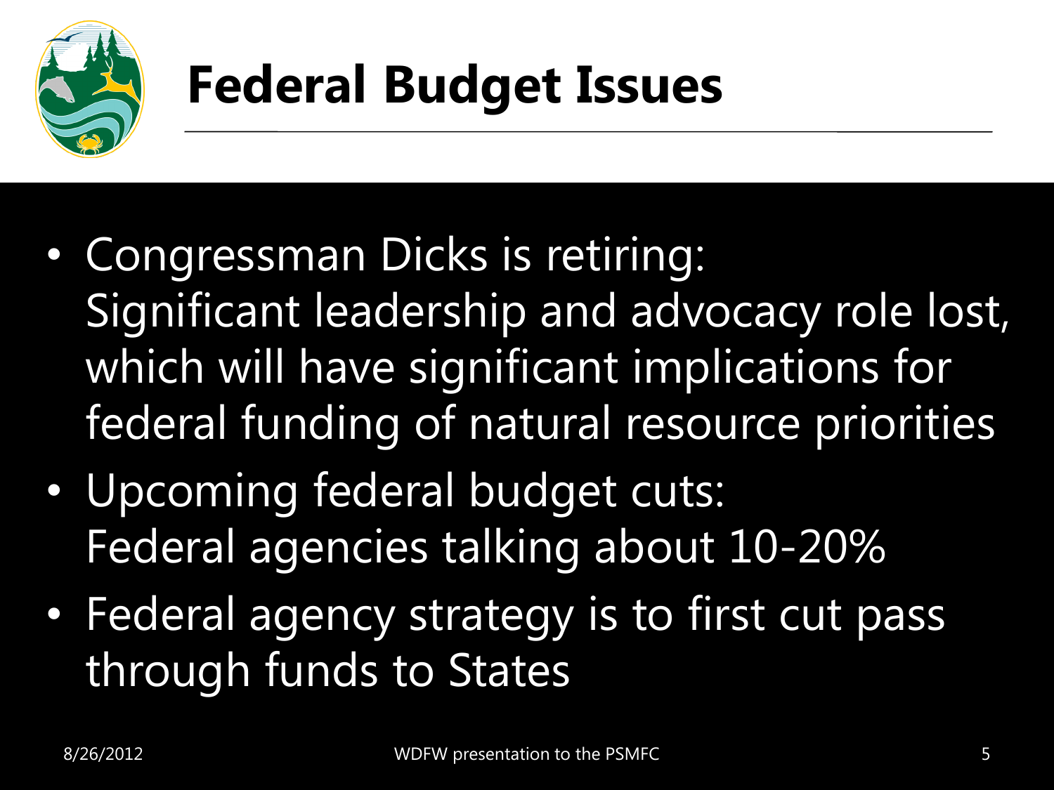# Federal Budget Issues

- Congressman Dicks is retiring:
  Significant leadership and advocacy role lost, which will have significant implications for federal funding of natural resource priorities
- Upcoming federal budget cuts:
  Federal agencies talking about 10-20%
- Federal agency strategy is to first cut pass through funds to States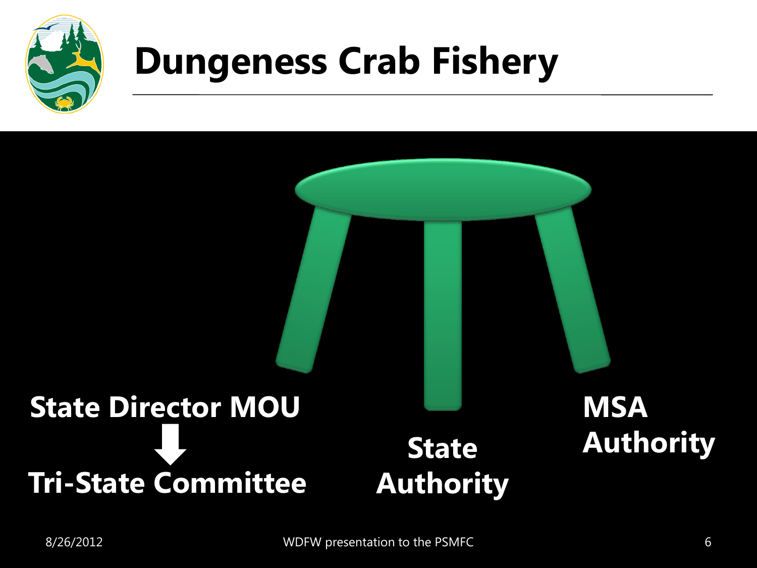# Dungeness Crab Fishery

State Director MOU

↓

Tri-State Committee

State Authority

MSA Authority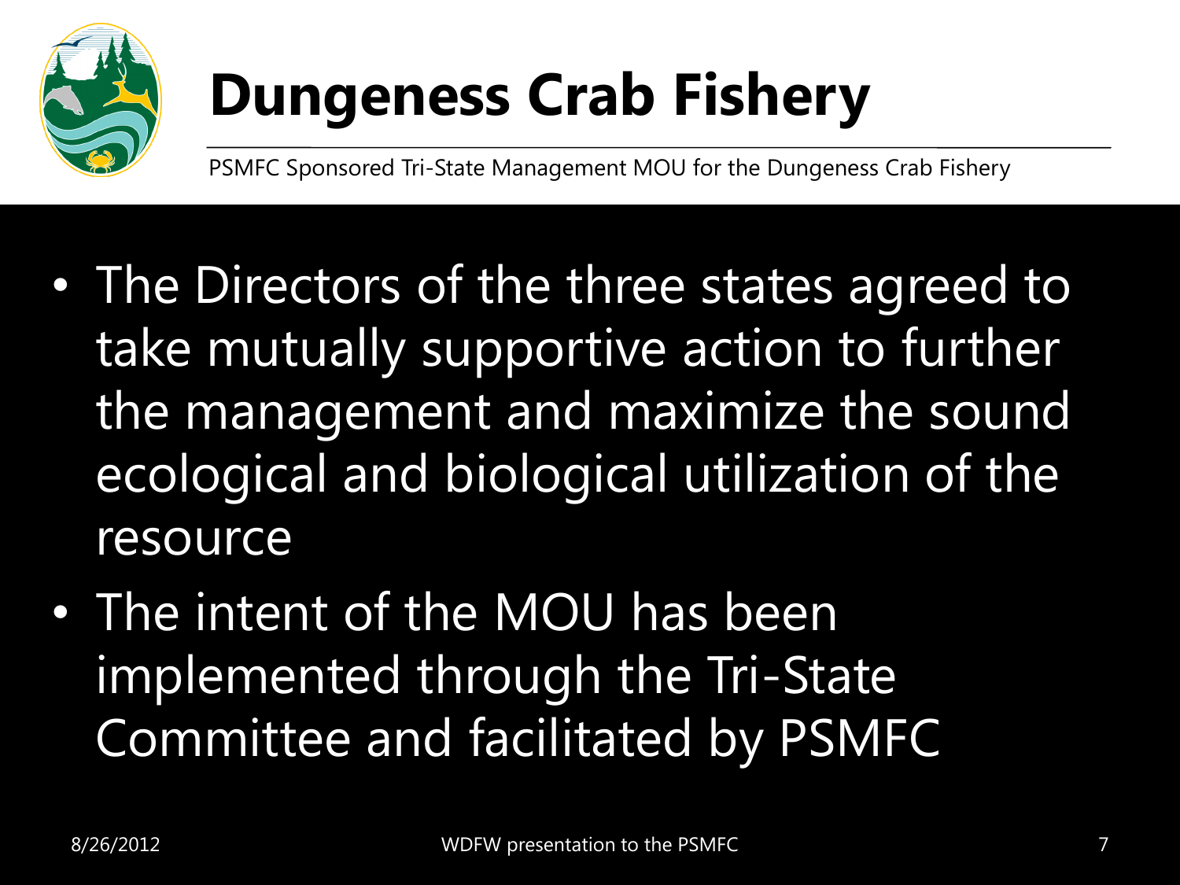# Dungeness Crab Fishery

PSMFC Sponsored Tri-State Management MOU for the Dungeness Crab Fishery

- The Directors of the three states agreed to take mutually supportive action to further the management and maximize the sound ecological and biological utilization of the resource
- The intent of the MOU has been implemented through the Tri-State Committee and facilitated by PSMFC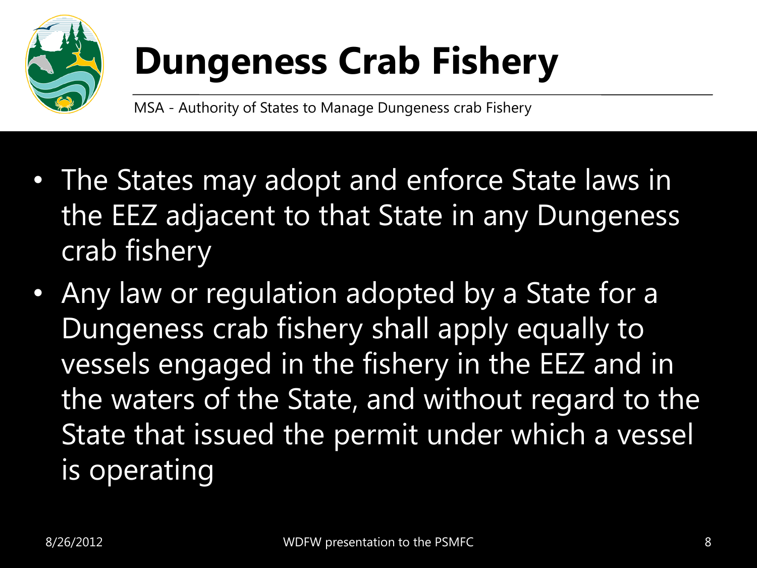# Dungeness Crab Fishery

MSA - Authority of States to Manage Dungeness crab Fishery

- The States may adopt and enforce State laws in the EEZ adjacent to that State in any Dungeness crab fishery
- Any law or regulation adopted by a State for a Dungeness crab fishery shall apply equally to vessels engaged in the fishery in the EEZ and in the waters of the State, and without regard to the State that issued the permit under which a vessel is operating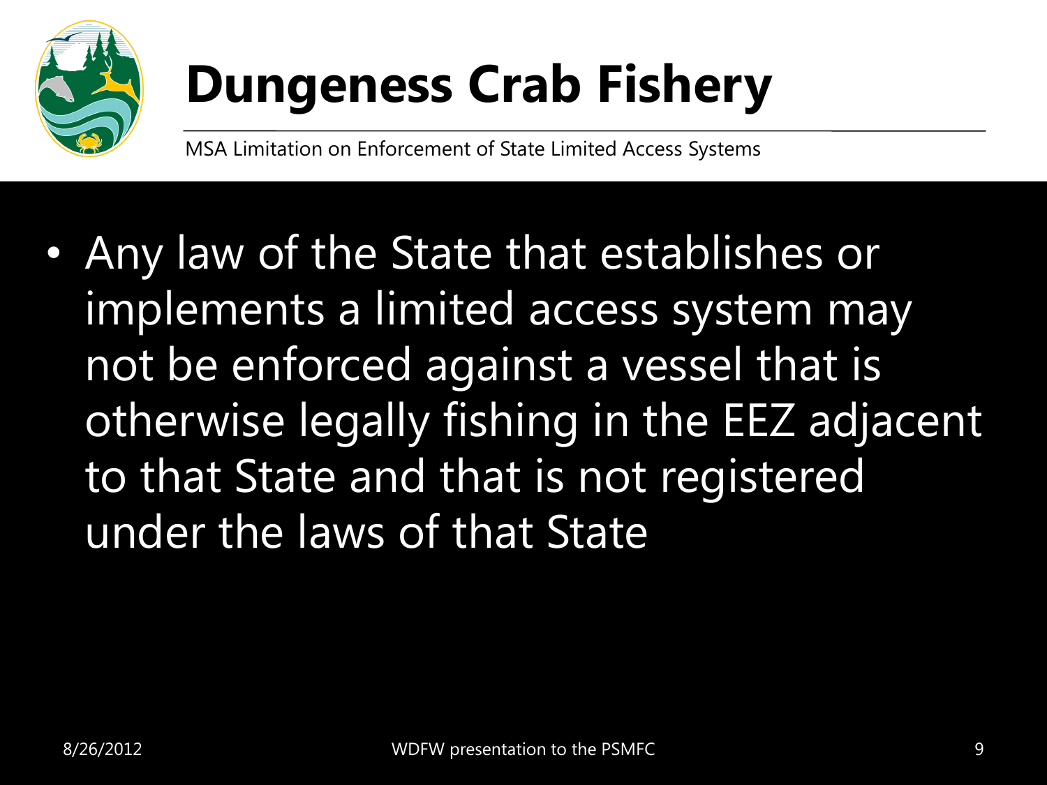# Dungeness Crab Fishery

MSA Limitation on Enforcement of State Limited Access Systems

- Any law of the State that establishes or implements a limited access system may not be enforced against a vessel that is otherwise legally fishing in the EEZ adjacent to that State and that is not registered under the laws of that State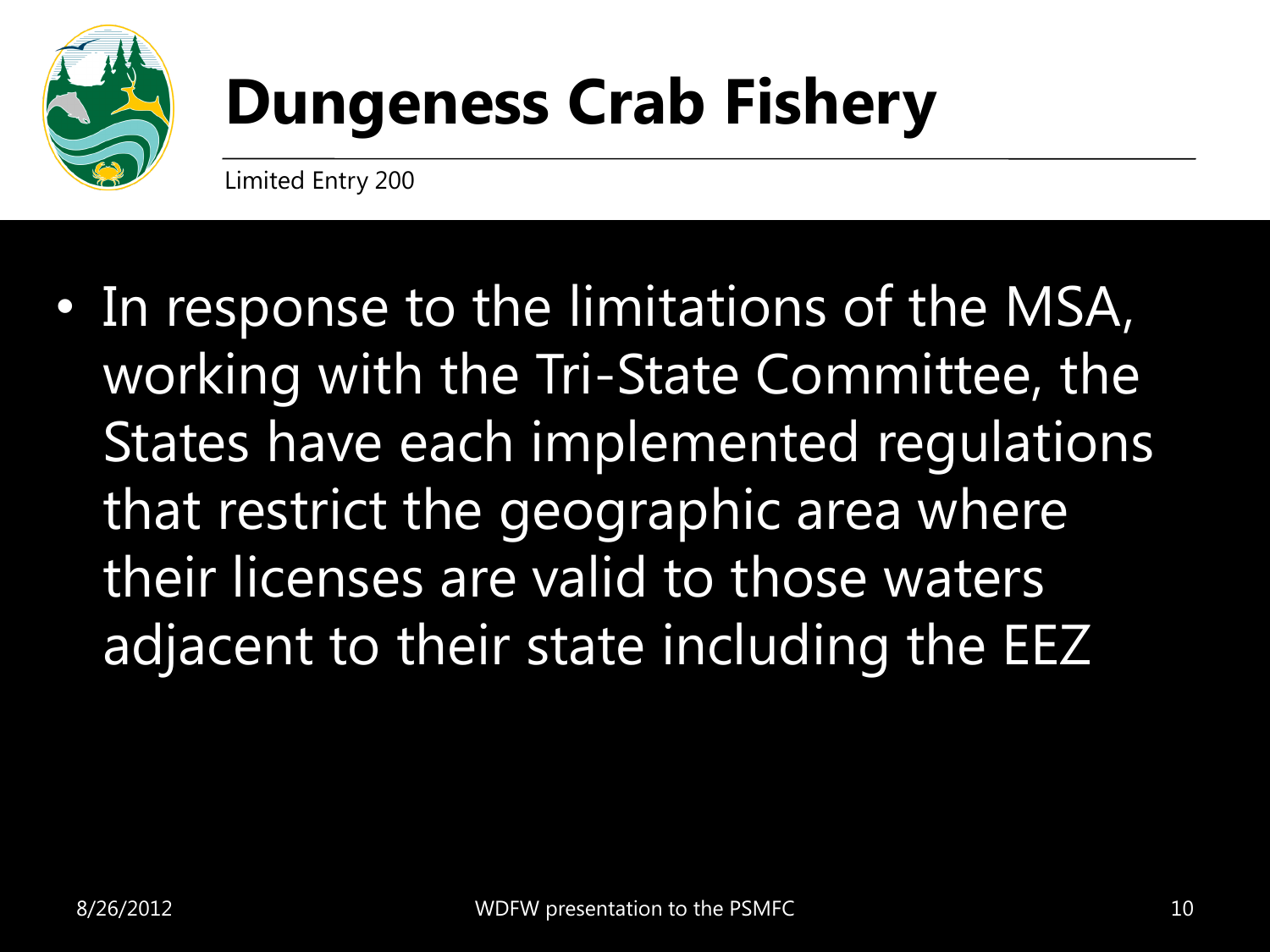# Dungeness Crab Fishery

Limited Entry 200

- In response to the limitations of the MSA, working with the Tri-State Committee, the States have each implemented regulations that restrict the geographic area where their licenses are valid to those waters adjacent to their state including the EEZ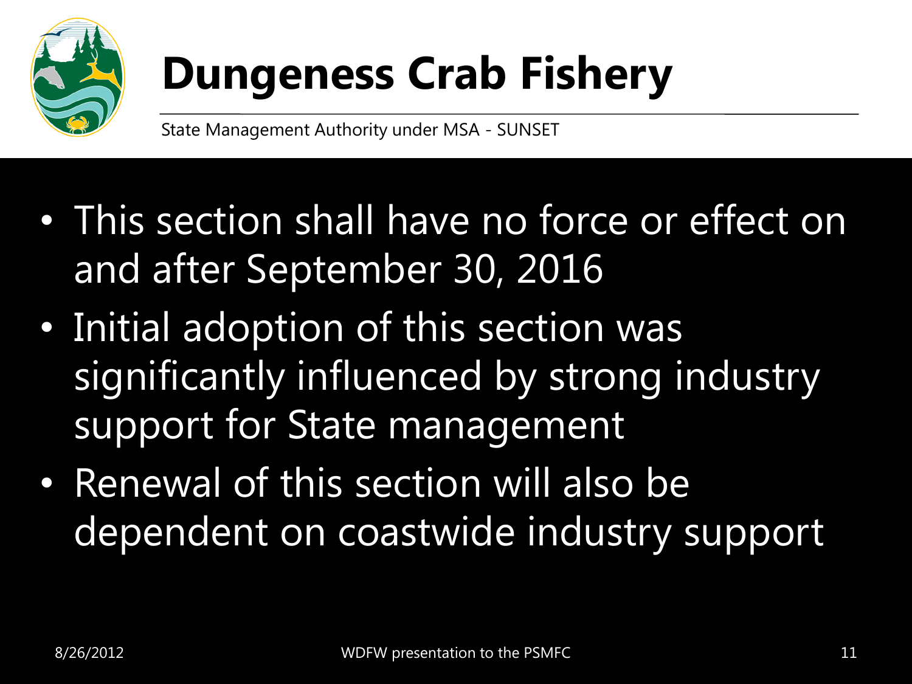# Dungeness Crab Fishery

State Management Authority under MSA - SUNSET

- This section shall have no force or effect on and after September 30, 2016
- Initial adoption of this section was significantly influenced by strong industry support for State management
- Renewal of this section will also be dependent on coastwide industry support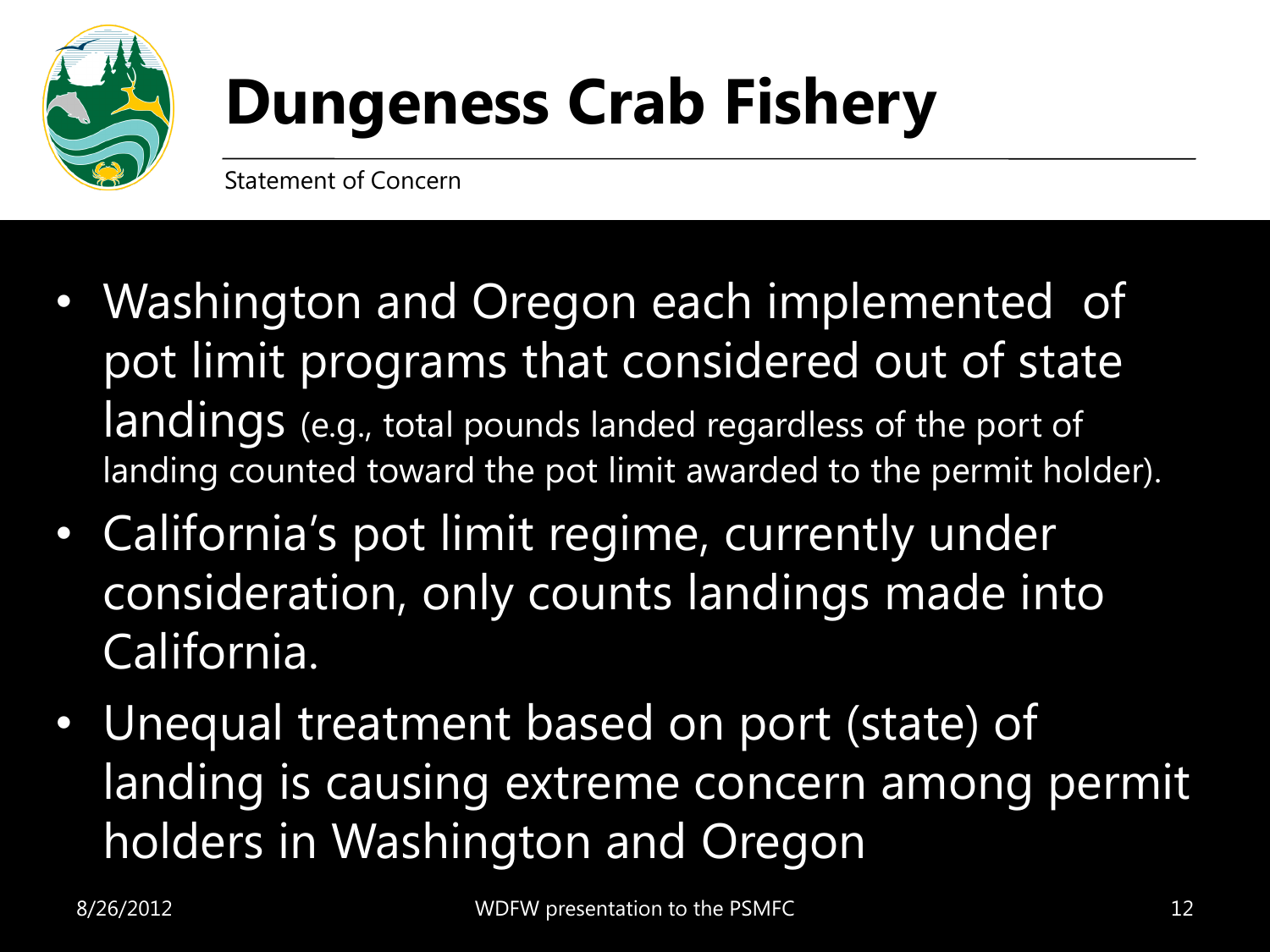# Dungeness Crab Fishery

Statement of Concern

- Washington and Oregon each implemented of pot limit programs that considered out of state landings (e.g., total pounds landed regardless of the port of landing counted toward the pot limit awarded to the permit holder).
- California's pot limit regime, currently under consideration, only counts landings made into California.
- Unequal treatment based on port (state) of landing is causing extreme concern among permit holders in Washington and Oregon

8/26/2012 WDFW presentation to the PSMFC